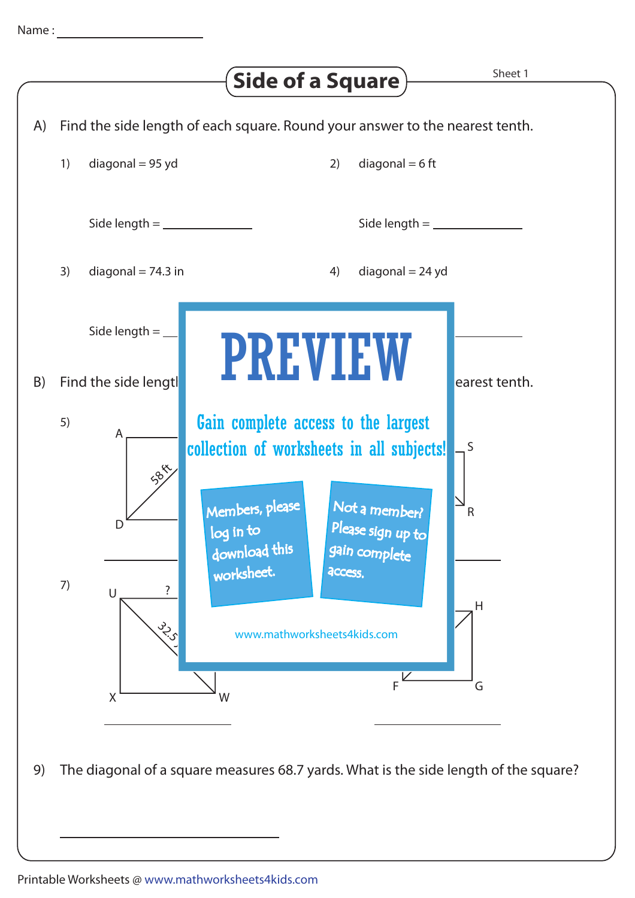Name : ____________________

# Side of a Square

Sheet 1

A) Find the side length of each square. Round your answer to the nearest tenth.

1) diagonal = 95 yd

Side length = ____________

2) diagonal = 6 ft

Side length = ____________

3) diagonal = 74.3 in

Side length = ____________

4) diagonal = 24 yd

____________

B) Find the side lengt... earest tenth.

5) A, D, 58 ft

S, R

____________ ____________

7) U, ?, 32.5, X, W

H, F, G

____________ ____________

PREVIEW

Gain complete access to the largest collection of worksheets in all subjects!

Members, please log in to download this worksheet.

Not a member? Please sign up to gain complete access.

www.mathworksheets4kids.com

9) The diagonal of a square measures 68.7 yards. What is the side length of the square?

____________________

Printable Worksheets @ www.mathworksheets4kids.com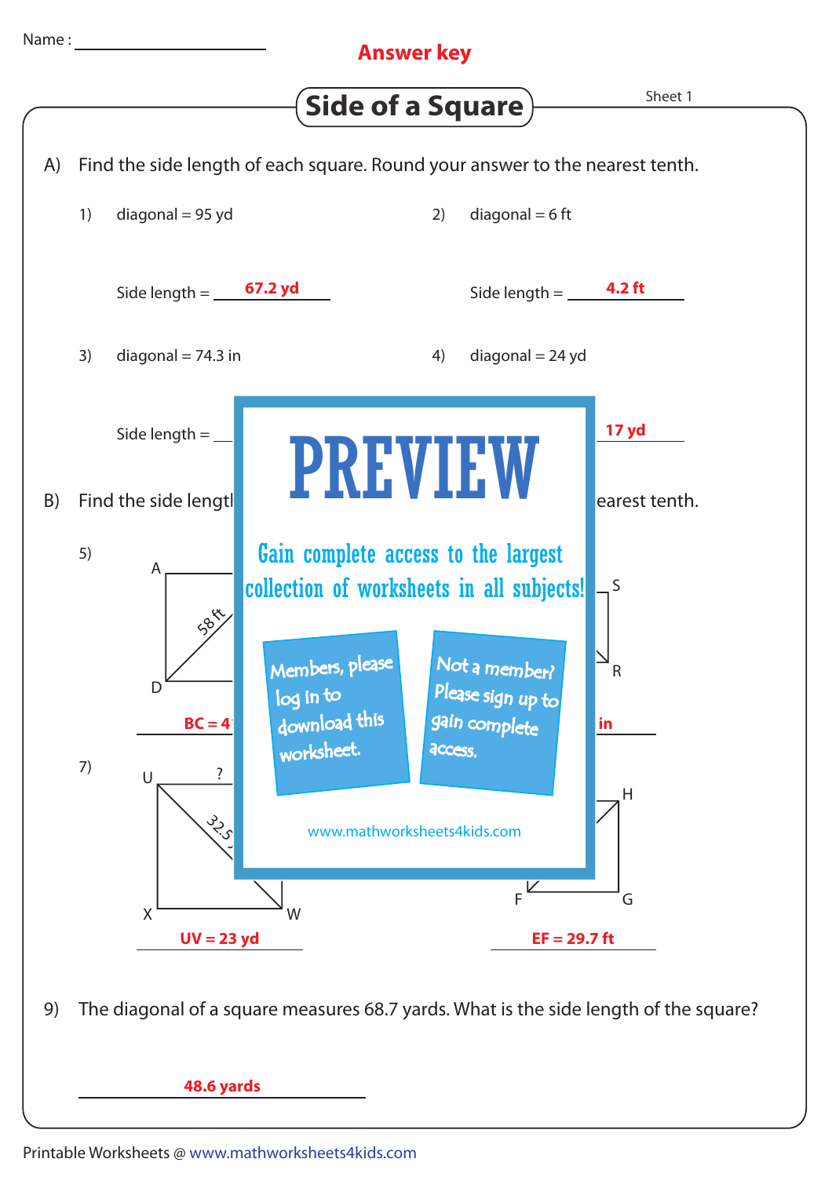Name : ______________

**Answer key**

# Side of a Square

Sheet 1

A) Find the side length of each square. Round your answer to the nearest tenth.

1) diagonal = 95 yd

Side length = **67.2 yd**

2) diagonal = 6 ft

Side length = **4.2 ft**

3) diagonal = 74.3 in

Side length = ______

4) diagonal = 24 yd

**17 yd**

B) Find the side lengt ... earest tenth.

5) A, D, 58 ft

**BC = 4**

S, R

**in**

7) U, ?, 32.5, X, W

**UV = 23 yd**

H, F, G

**EF = 29.7 ft**

PREVIEW

Gain complete access to the largest collection of worksheets in all subjects!

Members, please log in to download this worksheet.

Not a member? Please sign up to gain complete access.

www.mathworksheets4kids.com

9) The diagonal of a square measures 68.7 yards. What is the side length of the square?

**48.6 yards**

Printable Worksheets @ www.mathworksheets4kids.com